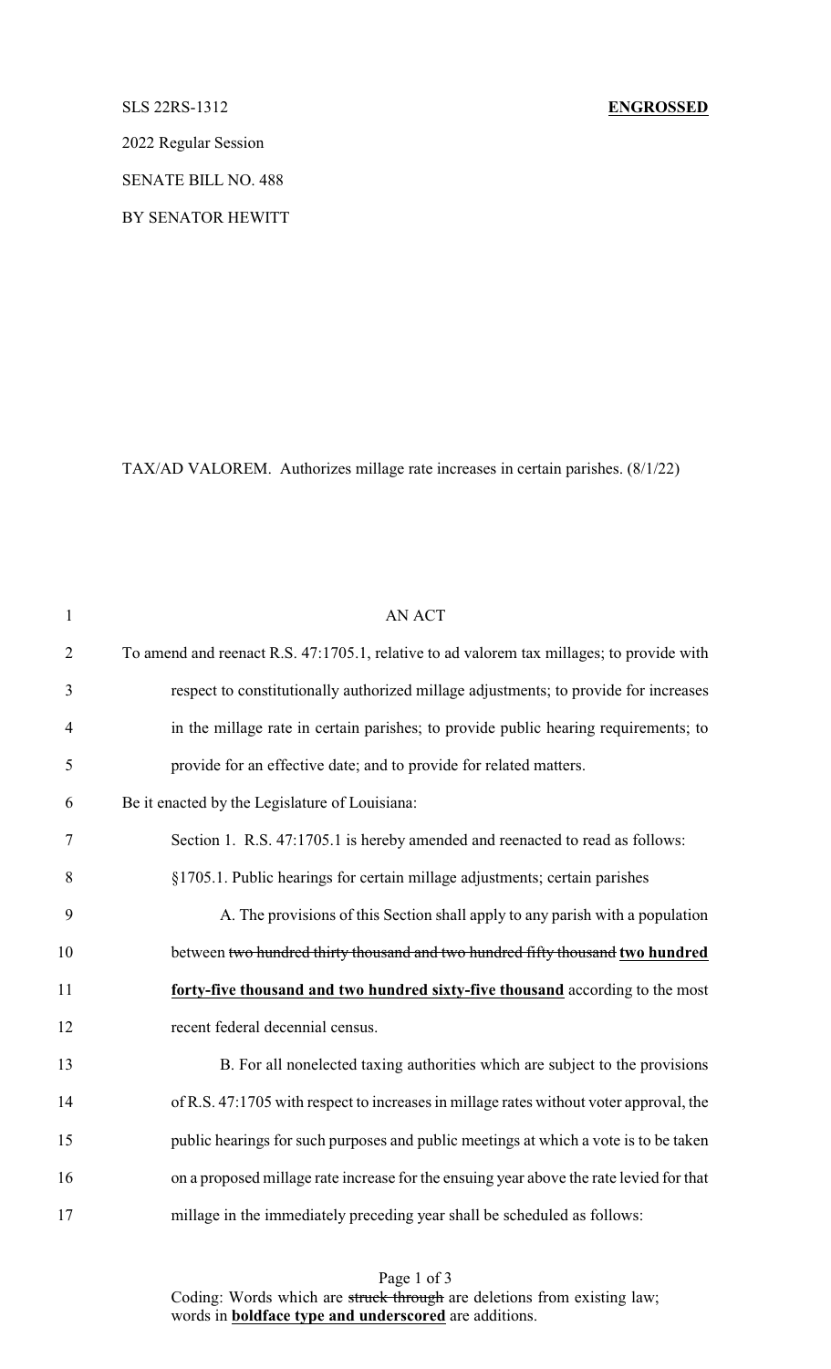SLS 22RS-1312 **ENGROSSED**

2022 Regular Session

SENATE BILL NO. 488

BY SENATOR HEWITT

TAX/AD VALOREM. Authorizes millage rate increases in certain parishes. (8/1/22)

AN ACT

To amend and reenact R.S. 47:1705.1, relative to ad valorem tax millages; to provide with respect to constitutionally authorized millage adjustments; to provide for increases in the millage rate in certain parishes; to provide public hearing requirements; to provide for an effective date; and to provide for related matters.

Be it enacted by the Legislature of Louisiana:

Section 1. R.S. 47:1705.1 is hereby amended and reenacted to read as follows:

§1705.1. Public hearings for certain millage adjustments; certain parishes

A. The provisions of this Section shall apply to any parish with a population between ~~two hundred thirty thousand and two hundred fifty thousand~~ **two hundred forty-five thousand and two hundred sixty-five thousand** according to the most recent federal decennial census.

B. For all nonelected taxing authorities which are subject to the provisions of R.S. 47:1705 with respect to increases in millage rates without voter approval, the public hearings for such purposes and public meetings at which a vote is to be taken on a proposed millage rate increase for the ensuing year above the rate levied for that millage in the immediately preceding year shall be scheduled as follows:

Coding: Words which are ~~struck through~~ are deletions from existing law; words in **boldface type and underscored** are additions.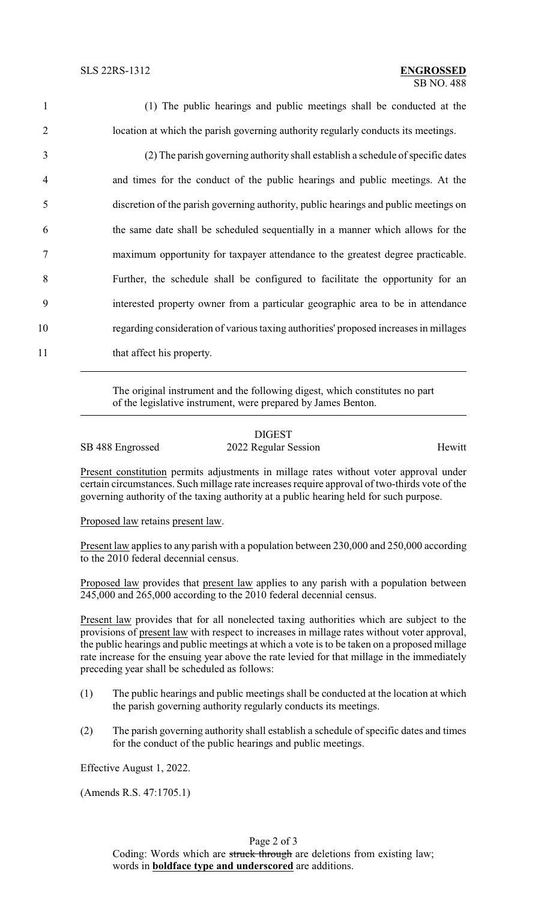(1) The public hearings and public meetings shall be conducted at the location at which the parish governing authority regularly conducts its meetings.

(2) The parish governing authority shall establish a schedule of specific dates and times for the conduct of the public hearings and public meetings. At the discretion of the parish governing authority, public hearings and public meetings on the same date shall be scheduled sequentially in a manner which allows for the maximum opportunity for taxpayer attendance to the greatest degree practicable. Further, the schedule shall be configured to facilitate the opportunity for an interested property owner from a particular geographic area to be in attendance regarding consideration of various taxing authorities' proposed increases in millages that affect his property.

---

The original instrument and the following digest, which constitutes no part of the legislative instrument, were prepared by James Benton.

---

DIGEST

SB 488 Engrossed 2022 Regular Session Hewitt

Present constitution permits adjustments in millage rates without voter approval under certain circumstances. Such millage rate increases require approval of two-thirds vote of the governing authority of the taxing authority at a public hearing held for such purpose.

Proposed law retains present law.

Present law applies to any parish with a population between 230,000 and 250,000 according to the 2010 federal decennial census.

Proposed law provides that present law applies to any parish with a population between 245,000 and 265,000 according to the 2010 federal decennial census.

Present law provides that for all nonelected taxing authorities which are subject to the provisions of present law with respect to increases in millage rates without voter approval, the public hearings and public meetings at which a vote is to be taken on a proposed millage rate increase for the ensuing year above the rate levied for that millage in the immediately preceding year shall be scheduled as follows:

(1) The public hearings and public meetings shall be conducted at the location at which the parish governing authority regularly conducts its meetings.

(2) The parish governing authority shall establish a schedule of specific dates and times for the conduct of the public hearings and public meetings.

Effective August 1, 2022.

(Amends R.S. 47:1705.1)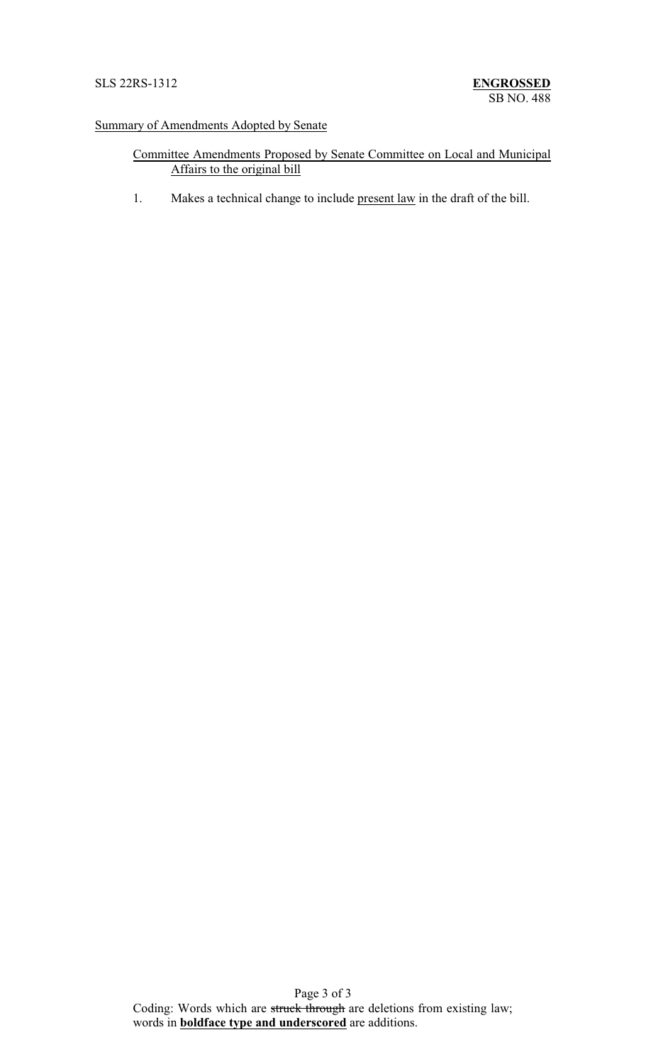Summary of Amendments Adopted by Senate

Committee Amendments Proposed by Senate Committee on Local and Municipal Affairs to the original bill

1. Makes a technical change to include present law in the draft of the bill.